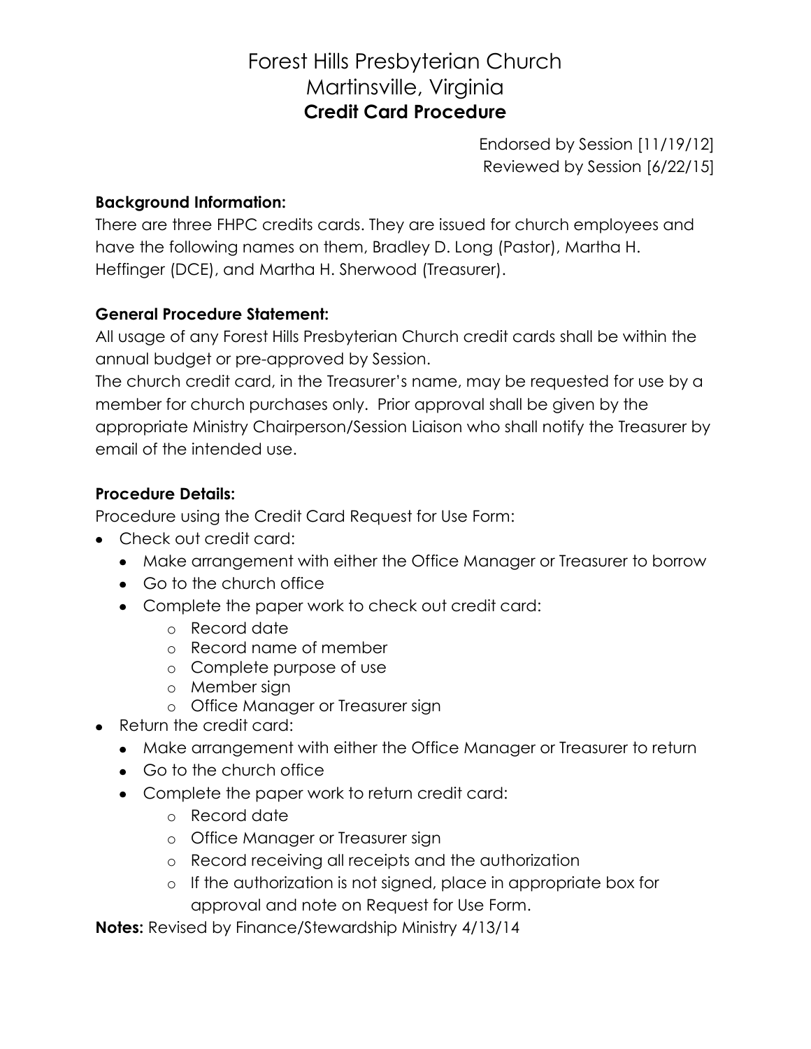# Forest Hills Presbyterian Church
# Martinsville, Virginia
## Credit Card Procedure

Endorsed by Session [11/19/12]
Reviewed by Session [6/22/15]

**Background Information:**
There are three FHPC credits cards. They are issued for church employees and have the following names on them, Bradley D. Long (Pastor), Martha H. Heffinger (DCE), and Martha H. Sherwood (Treasurer).

**General Procedure Statement:**
All usage of any Forest Hills Presbyterian Church credit cards shall be within the annual budget or pre-approved by Session.
The church credit card, in the Treasurer's name, may be requested for use by a member for church purchases only. Prior approval shall be given by the appropriate Ministry Chairperson/Session Liaison who shall notify the Treasurer by email of the intended use.

**Procedure Details:**
Procedure using the Credit Card Request for Use Form:

- Check out credit card:
  - Make arrangement with either the Office Manager or Treasurer to borrow
  - Go to the church office
  - Complete the paper work to check out credit card:
    - Record date
    - Record name of member
    - Complete purpose of use
    - Member sign
    - Office Manager or Treasurer sign
- Return the credit card:
  - Make arrangement with either the Office Manager or Treasurer to return
  - Go to the church office
  - Complete the paper work to return credit card:
    - Record date
    - Office Manager or Treasurer sign
    - Record receiving all receipts and the authorization
    - If the authorization is not signed, place in appropriate box for approval and note on Request for Use Form.

**Notes:** Revised by Finance/Stewardship Ministry 4/13/14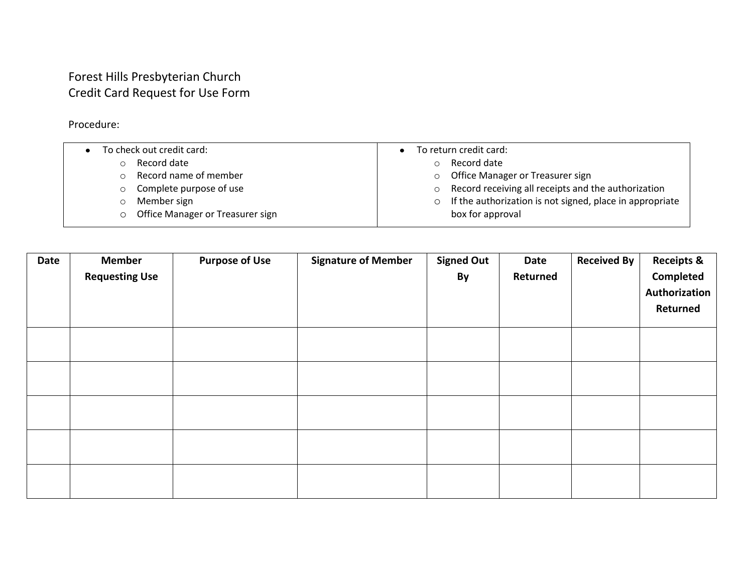Forest Hills Presbyterian Church
Credit Card Request for Use Form

Procedure:

| | |
|---|---|
| • To check out credit card:<br>  ○ Record date<br>  ○ Record name of member<br>  ○ Complete purpose of use<br>  ○ Member sign<br>  ○ Office Manager or Treasurer sign | • To return credit card:<br>  ○ Record date<br>  ○ Office Manager or Treasurer sign<br>  ○ Record receiving all receipts and the authorization<br>  ○ If the authorization is not signed, place in appropriate box for approval |

| Date | Member Requesting Use | Purpose of Use | Signature of Member | Signed Out By | Date Returned | Received By | Receipts & Completed Authorization Returned |
|---|---|---|---|---|---|---|---|
| | | | | | | | |
| | | | | | | | |
| | | | | | | | |
| | | | | | | | |
| | | | | | | | |